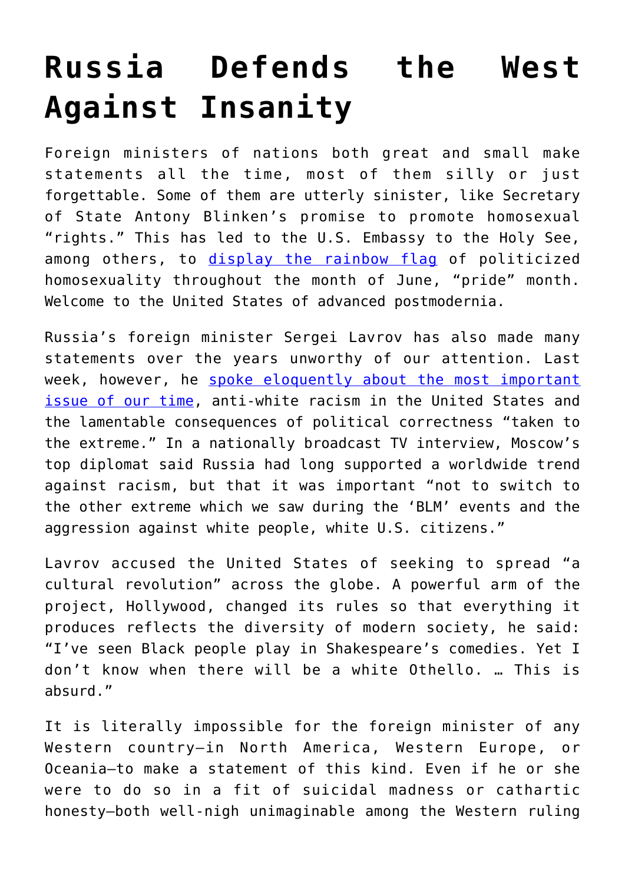# Russia Defends the West Against Insanity

Foreign ministers of nations both great and small make statements all the time, most of them silly or just forgettable. Some of them are utterly sinister, like Secretary of State Antony Blinken's promise to promote homosexual "rights." This has led to the U.S. Embassy to the Holy See, among others, to [display the rainbow flag]() of politicized homosexuality throughout the month of June, "pride" month. Welcome to the United States of advanced postmodernia.

Russia's foreign minister Sergei Lavrov has also made many statements over the years unworthy of our attention. Last week, however, he [spoke eloquently about the most important issue of our time](), anti-white racism in the United States and the lamentable consequences of political correctness "taken to the extreme." In a nationally broadcast TV interview, Moscow's top diplomat said Russia had long supported a worldwide trend against racism, but that it was important "not to switch to the other extreme which we saw during the 'BLM' events and the aggression against white people, white U.S. citizens."

Lavrov accused the United States of seeking to spread "a cultural revolution" across the globe. A powerful arm of the project, Hollywood, changed its rules so that everything it produces reflects the diversity of modern society, he said: "I've seen Black people play in Shakespeare's comedies. Yet I don't know when there will be a white Othello. … This is absurd."

It is literally impossible for the foreign minister of any Western country—in North America, Western Europe, or Oceania—to make a statement of this kind. Even if he or she were to do so in a fit of suicidal madness or cathartic honesty—both well-nigh unimaginable among the Western ruling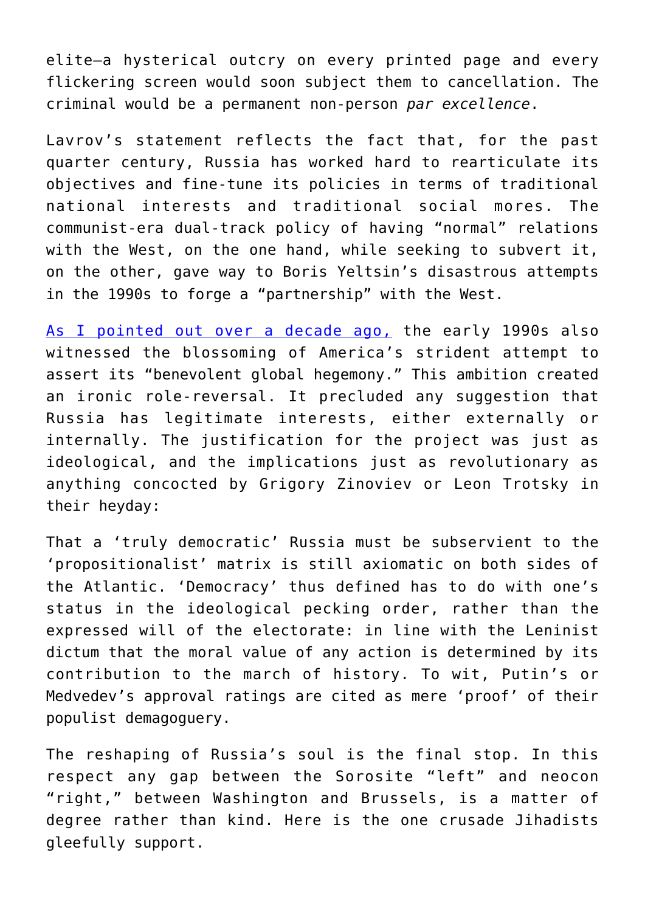elite—a hysterical outcry on every printed page and every flickering screen would soon subject them to cancellation. The criminal would be a permanent non-person *par excellence*.

Lavrov's statement reflects the fact that, for the past quarter century, Russia has worked hard to rearticulate its objectives and fine-tune its policies in terms of traditional national interests and traditional social mores. The communist-era dual-track policy of having "normal" relations with the West, on the one hand, while seeking to subvert it, on the other, gave way to Boris Yeltsin's disastrous attempts in the 1990s to forge a "partnership" with the West.

[As I pointed out over a decade ago,] the early 1990s also witnessed the blossoming of America's strident attempt to assert its "benevolent global hegemony." This ambition created an ironic role-reversal. It precluded any suggestion that Russia has legitimate interests, either externally or internally. The justification for the project was just as ideological, and the implications just as revolutionary as anything concocted by Grigory Zinoviev or Leon Trotsky in their heyday:

That a 'truly democratic' Russia must be subservient to the 'propositionalist' matrix is still axiomatic on both sides of the Atlantic. 'Democracy' thus defined has to do with one's status in the ideological pecking order, rather than the expressed will of the electorate: in line with the Leninist dictum that the moral value of any action is determined by its contribution to the march of history. To wit, Putin's or Medvedev's approval ratings are cited as mere 'proof' of their populist demagoguery.

The reshaping of Russia's soul is the final stop. In this respect any gap between the Sorosite "left" and neocon "right," between Washington and Brussels, is a matter of degree rather than kind. Here is the one crusade Jihadists gleefully support.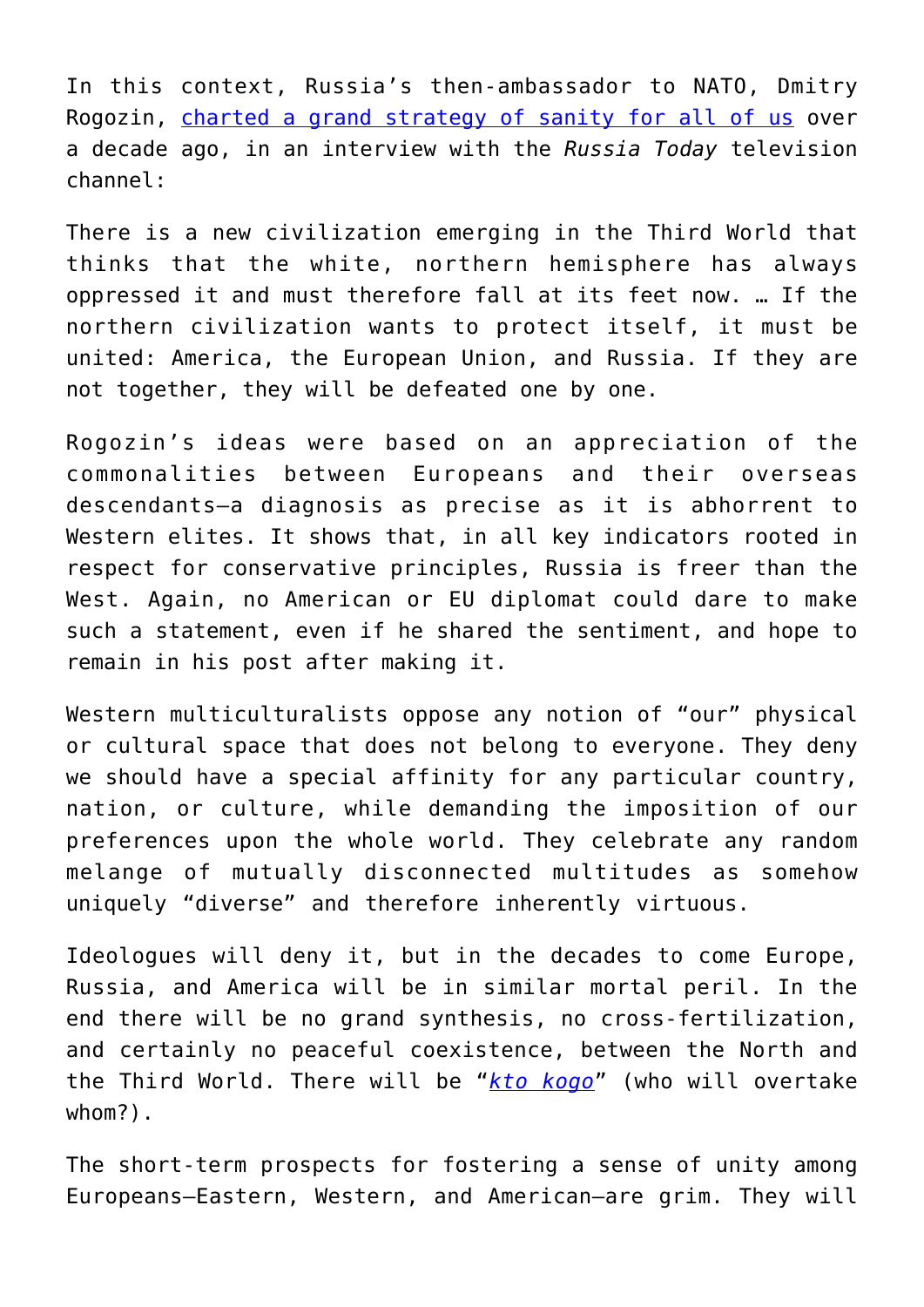In this context, Russia's then-ambassador to NATO, Dmitry Rogozin, [charted a grand strategy of sanity for all of us] over a decade ago, in an interview with the *Russia Today* television channel:

> There is a new civilization emerging in the Third World that thinks that the white, northern hemisphere has always oppressed it and must therefore fall at its feet now. … If the northern civilization wants to protect itself, it must be united: America, the European Union, and Russia. If they are not together, they will be defeated one by one.

Rogozin's ideas were based on an appreciation of the commonalities between Europeans and their overseas descendants—a diagnosis as precise as it is abhorrent to Western elites. It shows that, in all key indicators rooted in respect for conservative principles, Russia is freer than the West. Again, no American or EU diplomat could dare to make such a statement, even if he shared the sentiment, and hope to remain in his post after making it.

Western multiculturalists oppose any notion of "our" physical or cultural space that does not belong to everyone. They deny we should have a special affinity for any particular country, nation, or culture, while demanding the imposition of our preferences upon the whole world. They celebrate any random melange of mutually disconnected multitudes as somehow uniquely "diverse" and therefore inherently virtuous.

Ideologues will deny it, but in the decades to come Europe, Russia, and America will be in similar mortal peril. In the end there will be no grand synthesis, no cross-fertilization, and certainly no peaceful coexistence, between the North and the Third World. There will be "*kto kogo*" (who will overtake whom?).

The short-term prospects for fostering a sense of unity among Europeans—Eastern, Western, and American—are grim. They will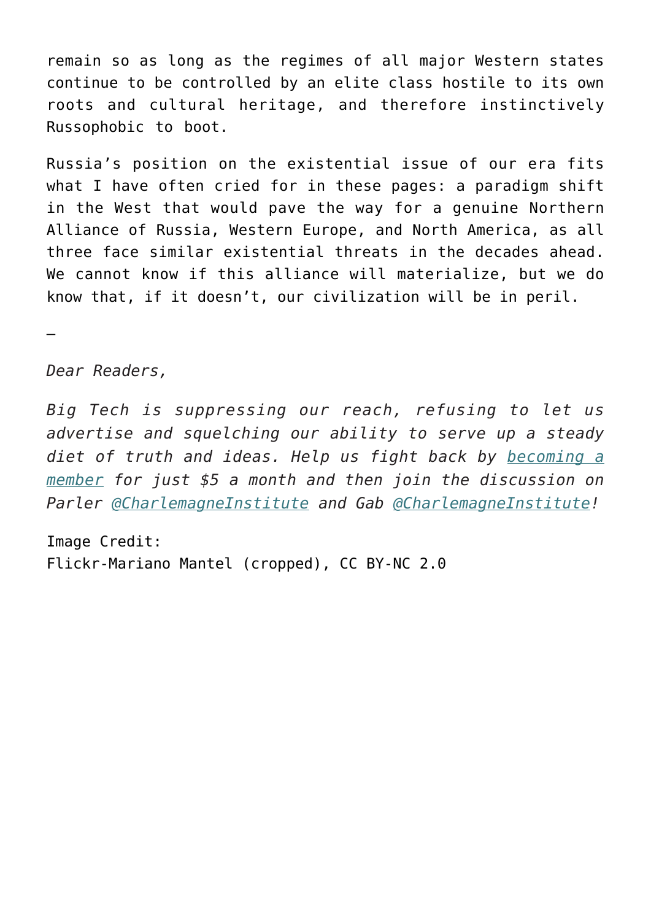remain so as long as the regimes of all major Western states continue to be controlled by an elite class hostile to its own roots and cultural heritage, and therefore instinctively Russophobic to boot.

Russia's position on the existential issue of our era fits what I have often cried for in these pages: a paradigm shift in the West that would pave the way for a genuine Northern Alliance of Russia, Western Europe, and North America, as all three face similar existential threats in the decades ahead. We cannot know if this alliance will materialize, but we do know that, if it doesn't, our civilization will be in peril.

—

*Dear Readers,*

*Big Tech is suppressing our reach, refusing to let us advertise and squelching our ability to serve up a steady diet of truth and ideas. Help us fight back by becoming a member for just $5 a month and then join the discussion on Parler @CharlemagneInstitute and Gab @CharlemagneInstitute!*

Image Credit:
Flickr-Mariano Mantel (cropped), CC BY-NC 2.0